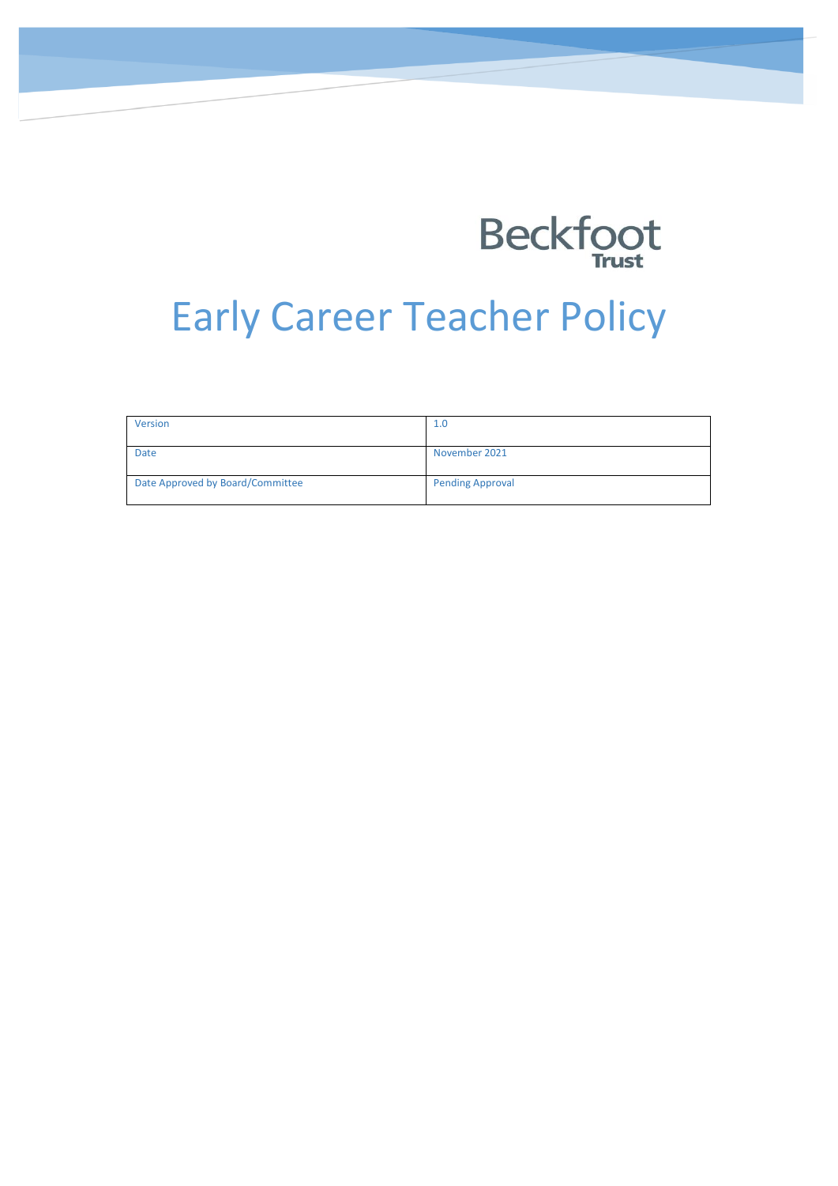Beckfoot Trust

# Early Career Teacher Policy

| Version | 1.0 |
| --- | --- |
| Date | November 2021 |
| Date Approved by Board/Committee | Pending Approval |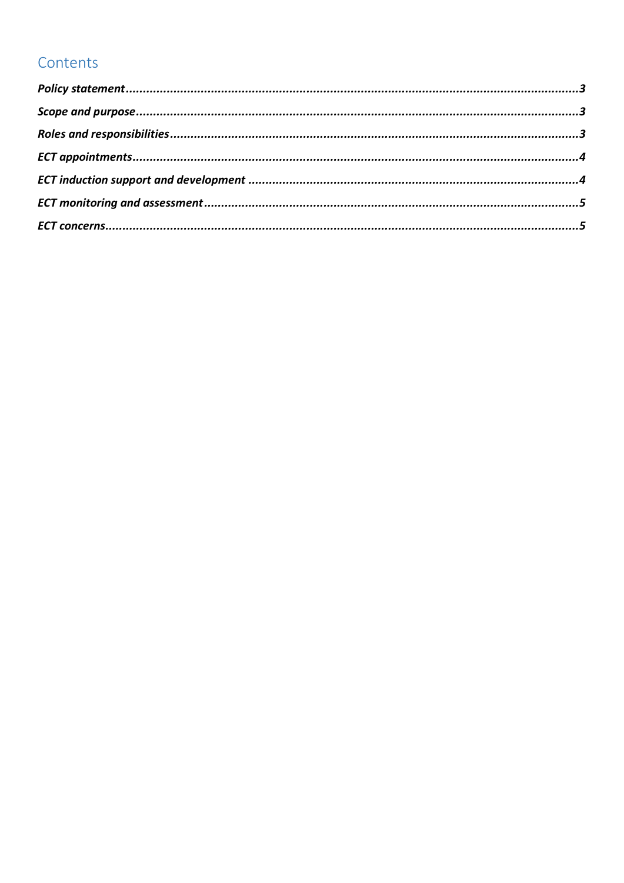## Contents

*Policy statement* ... 3

*Scope and purpose* ... 3

*Roles and responsibilities* ... 3

*ECT appointments* ... 4

*ECT induction support and development* ... 4

*ECT monitoring and assessment* ... 5

*ECT concerns* ... 5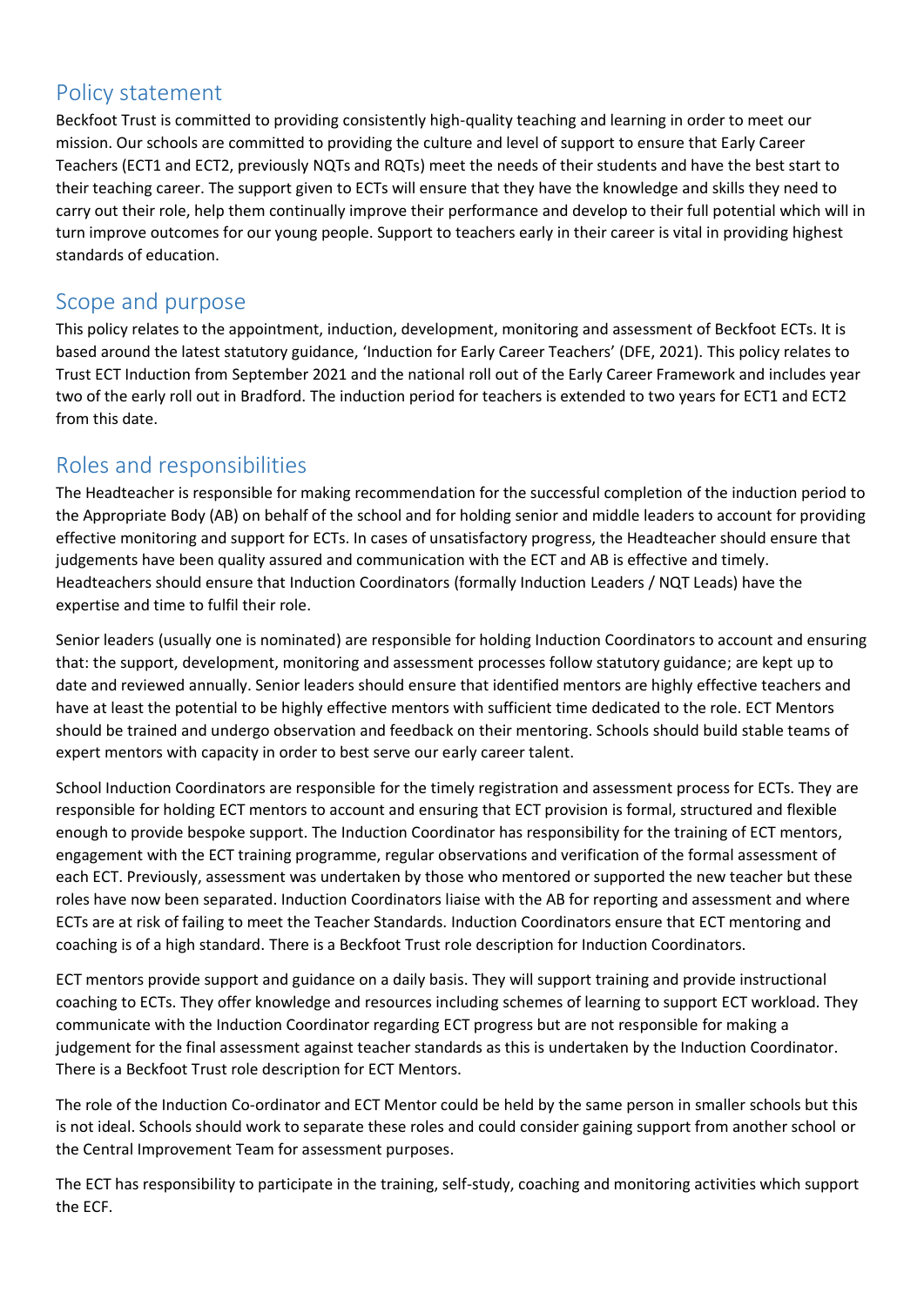## Policy statement

Beckfoot Trust is committed to providing consistently high-quality teaching and learning in order to meet our mission. Our schools are committed to providing the culture and level of support to ensure that Early Career Teachers (ECT1 and ECT2, previously NQTs and RQTs) meet the needs of their students and have the best start to their teaching career. The support given to ECTs will ensure that they have the knowledge and skills they need to carry out their role, help them continually improve their performance and develop to their full potential which will in turn improve outcomes for our young people. Support to teachers early in their career is vital in providing highest standards of education.

## Scope and purpose

This policy relates to the appointment, induction, development, monitoring and assessment of Beckfoot ECTs. It is based around the latest statutory guidance, 'Induction for Early Career Teachers' (DFE, 2021). This policy relates to Trust ECT Induction from September 2021 and the national roll out of the Early Career Framework and includes year two of the early roll out in Bradford. The induction period for teachers is extended to two years for ECT1 and ECT2 from this date.

## Roles and responsibilities

The Headteacher is responsible for making recommendation for the successful completion of the induction period to the Appropriate Body (AB) on behalf of the school and for holding senior and middle leaders to account for providing effective monitoring and support for ECTs. In cases of unsatisfactory progress, the Headteacher should ensure that judgements have been quality assured and communication with the ECT and AB is effective and timely. Headteachers should ensure that Induction Coordinators (formally Induction Leaders / NQT Leads) have the expertise and time to fulfil their role.

Senior leaders (usually one is nominated) are responsible for holding Induction Coordinators to account and ensuring that: the support, development, monitoring and assessment processes follow statutory guidance; are kept up to date and reviewed annually. Senior leaders should ensure that identified mentors are highly effective teachers and have at least the potential to be highly effective mentors with sufficient time dedicated to the role. ECT Mentors should be trained and undergo observation and feedback on their mentoring. Schools should build stable teams of expert mentors with capacity in order to best serve our early career talent.

School Induction Coordinators are responsible for the timely registration and assessment process for ECTs. They are responsible for holding ECT mentors to account and ensuring that ECT provision is formal, structured and flexible enough to provide bespoke support. The Induction Coordinator has responsibility for the training of ECT mentors, engagement with the ECT training programme, regular observations and verification of the formal assessment of each ECT. Previously, assessment was undertaken by those who mentored or supported the new teacher but these roles have now been separated. Induction Coordinators liaise with the AB for reporting and assessment and where ECTs are at risk of failing to meet the Teacher Standards. Induction Coordinators ensure that ECT mentoring and coaching is of a high standard. There is a Beckfoot Trust role description for Induction Coordinators.

ECT mentors provide support and guidance on a daily basis. They will support training and provide instructional coaching to ECTs. They offer knowledge and resources including schemes of learning to support ECT workload. They communicate with the Induction Coordinator regarding ECT progress but are not responsible for making a judgement for the final assessment against teacher standards as this is undertaken by the Induction Coordinator. There is a Beckfoot Trust role description for ECT Mentors.

The role of the Induction Co-ordinator and ECT Mentor could be held by the same person in smaller schools but this is not ideal. Schools should work to separate these roles and could consider gaining support from another school or the Central Improvement Team for assessment purposes.

The ECT has responsibility to participate in the training, self-study, coaching and monitoring activities which support the ECF.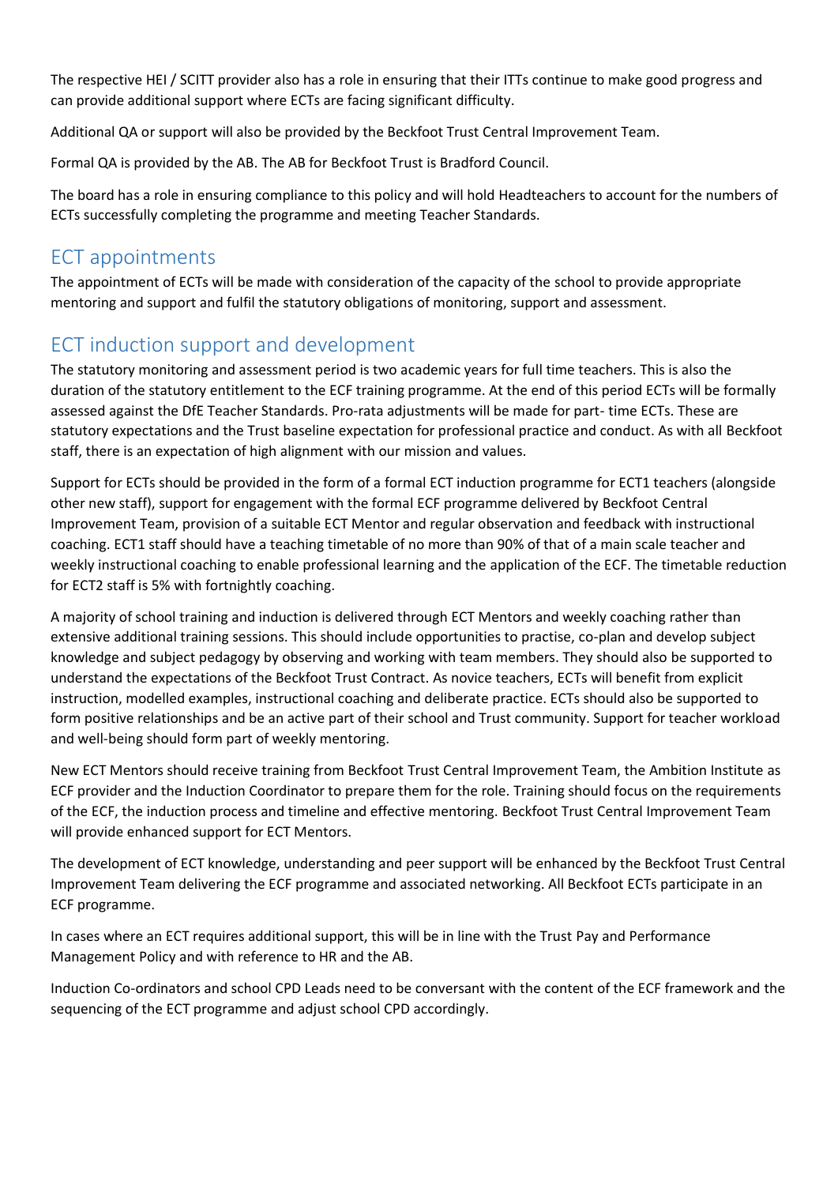The respective HEI / SCITT provider also has a role in ensuring that their ITTs continue to make good progress and can provide additional support where ECTs are facing significant difficulty.

Additional QA or support will also be provided by the Beckfoot Trust Central Improvement Team.

Formal QA is provided by the AB. The AB for Beckfoot Trust is Bradford Council.

The board has a role in ensuring compliance to this policy and will hold Headteachers to account for the numbers of ECTs successfully completing the programme and meeting Teacher Standards.

## ECT appointments

The appointment of ECTs will be made with consideration of the capacity of the school to provide appropriate mentoring and support and fulfil the statutory obligations of monitoring, support and assessment.

## ECT induction support and development

The statutory monitoring and assessment period is two academic years for full time teachers. This is also the duration of the statutory entitlement to the ECF training programme. At the end of this period ECTs will be formally assessed against the DfE Teacher Standards. Pro-rata adjustments will be made for part- time ECTs. These are statutory expectations and the Trust baseline expectation for professional practice and conduct. As with all Beckfoot staff, there is an expectation of high alignment with our mission and values.

Support for ECTs should be provided in the form of a formal ECT induction programme for ECT1 teachers (alongside other new staff), support for engagement with the formal ECF programme delivered by Beckfoot Central Improvement Team, provision of a suitable ECT Mentor and regular observation and feedback with instructional coaching. ECT1 staff should have a teaching timetable of no more than 90% of that of a main scale teacher and weekly instructional coaching to enable professional learning and the application of the ECF. The timetable reduction for ECT2 staff is 5% with fortnightly coaching.

A majority of school training and induction is delivered through ECT Mentors and weekly coaching rather than extensive additional training sessions. This should include opportunities to practise, co-plan and develop subject knowledge and subject pedagogy by observing and working with team members. They should also be supported to understand the expectations of the Beckfoot Trust Contract. As novice teachers, ECTs will benefit from explicit instruction, modelled examples, instructional coaching and deliberate practice. ECTs should also be supported to form positive relationships and be an active part of their school and Trust community. Support for teacher workload and well-being should form part of weekly mentoring.

New ECT Mentors should receive training from Beckfoot Trust Central Improvement Team, the Ambition Institute as ECF provider and the Induction Coordinator to prepare them for the role. Training should focus on the requirements of the ECF, the induction process and timeline and effective mentoring. Beckfoot Trust Central Improvement Team will provide enhanced support for ECT Mentors.

The development of ECT knowledge, understanding and peer support will be enhanced by the Beckfoot Trust Central Improvement Team delivering the ECF programme and associated networking. All Beckfoot ECTs participate in an ECF programme.

In cases where an ECT requires additional support, this will be in line with the Trust Pay and Performance Management Policy and with reference to HR and the AB.

Induction Co-ordinators and school CPD Leads need to be conversant with the content of the ECF framework and the sequencing of the ECT programme and adjust school CPD accordingly.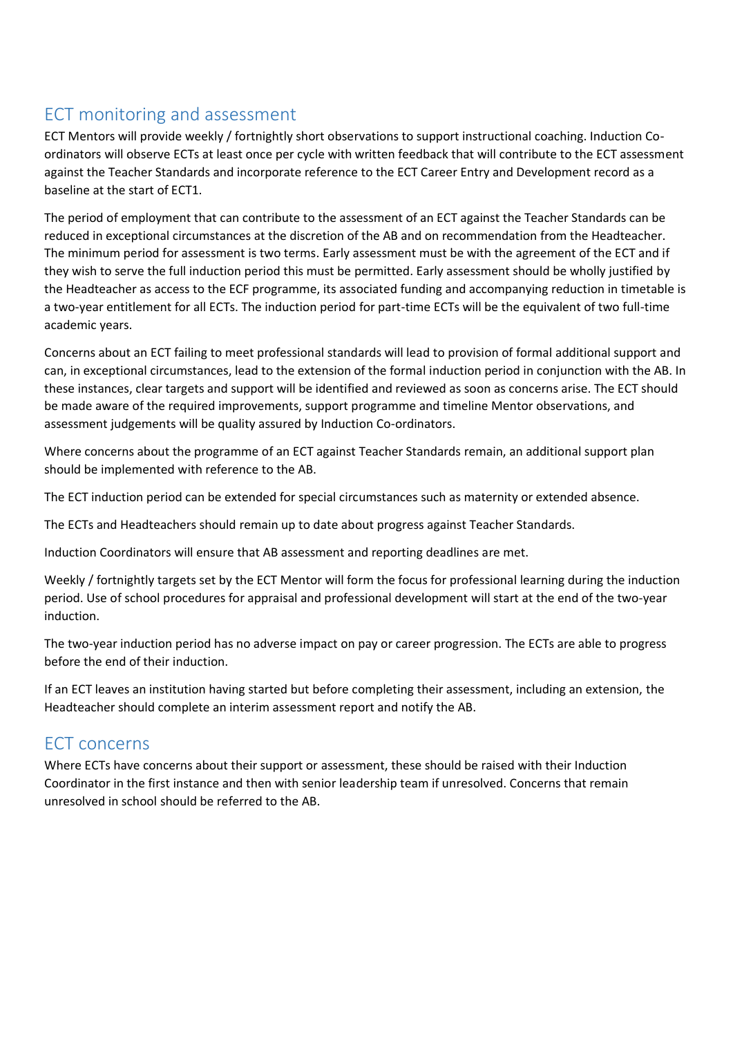## ECT monitoring and assessment

ECT Mentors will provide weekly / fortnightly short observations to support instructional coaching. Induction Co-ordinators will observe ECTs at least once per cycle with written feedback that will contribute to the ECT assessment against the Teacher Standards and incorporate reference to the ECT Career Entry and Development record as a baseline at the start of ECT1.

The period of employment that can contribute to the assessment of an ECT against the Teacher Standards can be reduced in exceptional circumstances at the discretion of the AB and on recommendation from the Headteacher. The minimum period for assessment is two terms. Early assessment must be with the agreement of the ECT and if they wish to serve the full induction period this must be permitted. Early assessment should be wholly justified by the Headteacher as access to the ECF programme, its associated funding and accompanying reduction in timetable is a two-year entitlement for all ECTs. The induction period for part-time ECTs will be the equivalent of two full-time academic years.

Concerns about an ECT failing to meet professional standards will lead to provision of formal additional support and can, in exceptional circumstances, lead to the extension of the formal induction period in conjunction with the AB. In these instances, clear targets and support will be identified and reviewed as soon as concerns arise. The ECT should be made aware of the required improvements, support programme and timeline Mentor observations, and assessment judgements will be quality assured by Induction Co-ordinators.

Where concerns about the programme of an ECT against Teacher Standards remain, an additional support plan should be implemented with reference to the AB.

The ECT induction period can be extended for special circumstances such as maternity or extended absence.

The ECTs and Headteachers should remain up to date about progress against Teacher Standards.

Induction Coordinators will ensure that AB assessment and reporting deadlines are met.

Weekly / fortnightly targets set by the ECT Mentor will form the focus for professional learning during the induction period. Use of school procedures for appraisal and professional development will start at the end of the two-year induction.

The two-year induction period has no adverse impact on pay or career progression. The ECTs are able to progress before the end of their induction.

If an ECT leaves an institution having started but before completing their assessment, including an extension, the Headteacher should complete an interim assessment report and notify the AB.

## ECT concerns

Where ECTs have concerns about their support or assessment, these should be raised with their Induction Coordinator in the first instance and then with senior leadership team if unresolved. Concerns that remain unresolved in school should be referred to the AB.